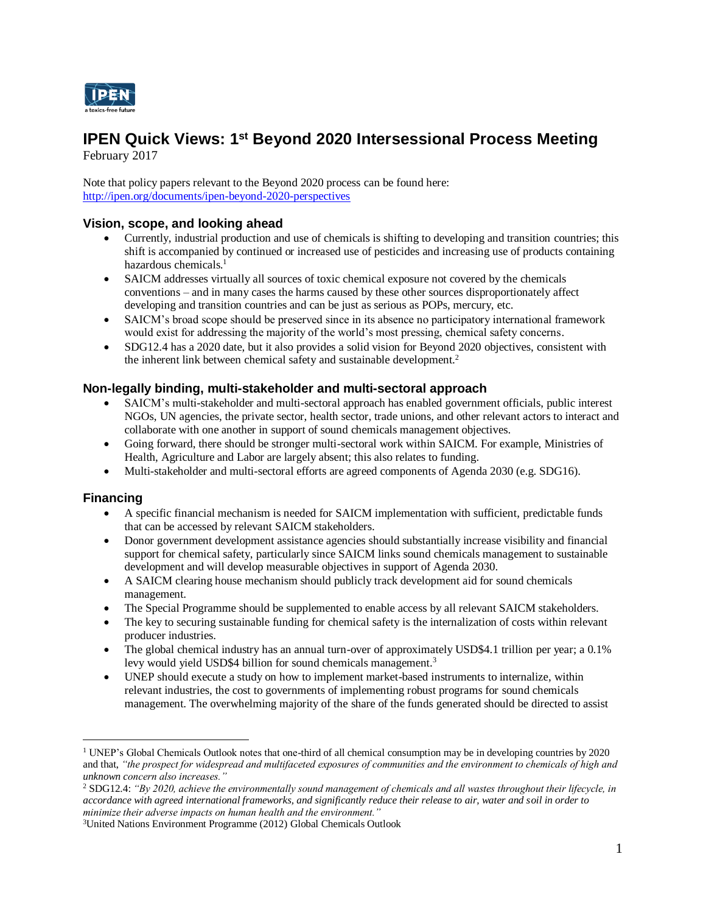# IPEN Quick Views: 1st Beyond 2020 Intersessional Process Meeting

February 2017

Note that policy papers relevant to the Beyond 2020 process can be found here: http://ipen.org/documents/ipen-beyond-2020-perspectives

## Vision, scope, and looking ahead

- Currently, industrial production and use of chemicals is shifting to developing and transition countries; this shift is accompanied by continued or increased use of pesticides and increasing use of products containing hazardous chemicals.[1]
- SAICM addresses virtually all sources of toxic chemical exposure not covered by the chemicals conventions – and in many cases the harms caused by these other sources disproportionately affect developing and transition countries and can be just as serious as POPs, mercury, etc.
- SAICM's broad scope should be preserved since in its absence no participatory international framework would exist for addressing the majority of the world's most pressing, chemical safety concerns.
- SDG12.4 has a 2020 date, but it also provides a solid vision for Beyond 2020 objectives, consistent with the inherent link between chemical safety and sustainable development.[2]

## Non-legally binding, multi-stakeholder and multi-sectoral approach

- SAICM's multi-stakeholder and multi-sectoral approach has enabled government officials, public interest NGOs, UN agencies, the private sector, health sector, trade unions, and other relevant actors to interact and collaborate with one another in support of sound chemicals management objectives.
- Going forward, there should be stronger multi-sectoral work within SAICM. For example, Ministries of Health, Agriculture and Labor are largely absent; this also relates to funding.
- Multi-stakeholder and multi-sectoral efforts are agreed components of Agenda 2030 (e.g. SDG16).

## Financing

- A specific financial mechanism is needed for SAICM implementation with sufficient, predictable funds that can be accessed by relevant SAICM stakeholders.
- Donor government development assistance agencies should substantially increase visibility and financial support for chemical safety, particularly since SAICM links sound chemicals management to sustainable development and will develop measurable objectives in support of Agenda 2030.
- A SAICM clearing house mechanism should publicly track development aid for sound chemicals management.
- The Special Programme should be supplemented to enable access by all relevant SAICM stakeholders.
- The key to securing sustainable funding for chemical safety is the internalization of costs within relevant producer industries.
- The global chemical industry has an annual turn-over of approximately USD$4.1 trillion per year; a 0.1% levy would yield USD$4 billion for sound chemicals management.[3]
- UNEP should execute a study on how to implement market-based instruments to internalize, within relevant industries, the cost to governments of implementing robust programs for sound chemicals management. The overwhelming majority of the share of the funds generated should be directed to assist

---

[1] UNEP's Global Chemicals Outlook notes that one-third of all chemical consumption may be in developing countries by 2020 and that, *"the prospect for widespread and multifaceted exposures of communities and the environment to chemicals of high and unknown concern also increases."*

[2] SDG12.4: *"By 2020, achieve the environmentally sound management of chemicals and all wastes throughout their lifecycle, in accordance with agreed international frameworks, and significantly reduce their release to air, water and soil in order to minimize their adverse impacts on human health and the environment."*

[3] United Nations Environment Programme (2012) Global Chemicals Outlook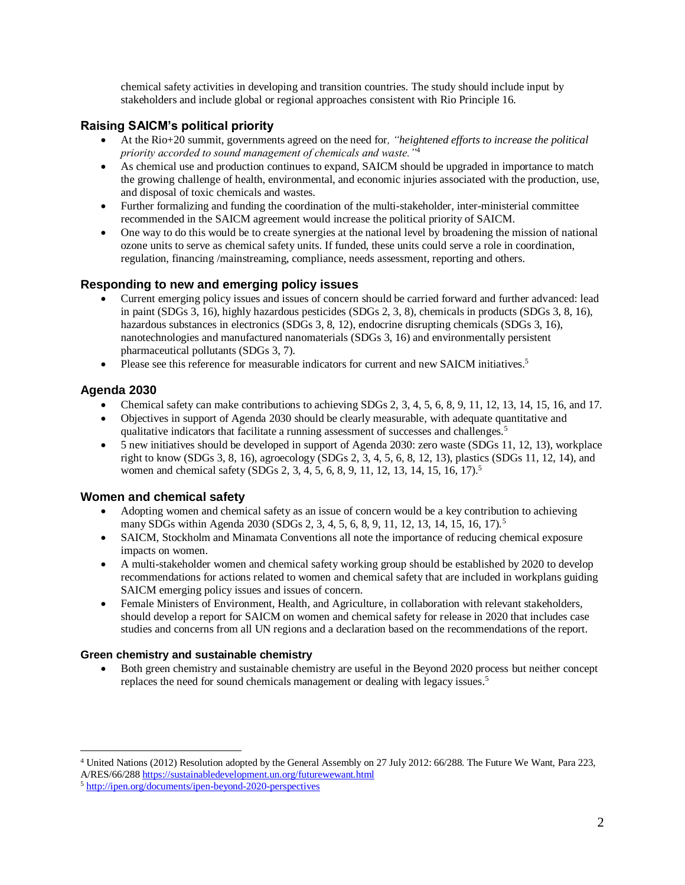chemical safety activities in developing and transition countries. The study should include input by stakeholders and include global or regional approaches consistent with Rio Principle 16.

## Raising SAICM's political priority

- At the Rio+20 summit, governments agreed on the need for, *"heightened efforts to increase the political priority accorded to sound management of chemicals and waste."*[4]
- As chemical use and production continues to expand, SAICM should be upgraded in importance to match the growing challenge of health, environmental, and economic injuries associated with the production, use, and disposal of toxic chemicals and wastes.
- Further formalizing and funding the coordination of the multi-stakeholder, inter-ministerial committee recommended in the SAICM agreement would increase the political priority of SAICM.
- One way to do this would be to create synergies at the national level by broadening the mission of national ozone units to serve as chemical safety units. If funded, these units could serve a role in coordination, regulation, financing /mainstreaming, compliance, needs assessment, reporting and others.

## Responding to new and emerging policy issues

- Current emerging policy issues and issues of concern should be carried forward and further advanced: lead in paint (SDGs 3, 16), highly hazardous pesticides (SDGs 2, 3, 8), chemicals in products (SDGs 3, 8, 16), hazardous substances in electronics (SDGs 3, 8, 12), endocrine disrupting chemicals (SDGs 3, 16), nanotechnologies and manufactured nanomaterials (SDGs 3, 16) and environmentally persistent pharmaceutical pollutants (SDGs 3, 7).
- Please see this reference for measurable indicators for current and new SAICM initiatives.[5]

## Agenda 2030

- Chemical safety can make contributions to achieving SDGs 2, 3, 4, 5, 6, 8, 9, 11, 12, 13, 14, 15, 16, and 17.
- Objectives in support of Agenda 2030 should be clearly measurable, with adequate quantitative and qualitative indicators that facilitate a running assessment of successes and challenges.[5]
- 5 new initiatives should be developed in support of Agenda 2030: zero waste (SDGs 11, 12, 13), workplace right to know (SDGs 3, 8, 16), agroecology (SDGs 2, 3, 4, 5, 6, 8, 12, 13), plastics (SDGs 11, 12, 14), and women and chemical safety (SDGs 2, 3, 4, 5, 6, 8, 9, 11, 12, 13, 14, 15, 16, 17).[5]

## Women and chemical safety

- Adopting women and chemical safety as an issue of concern would be a key contribution to achieving many SDGs within Agenda 2030 (SDGs 2, 3, 4, 5, 6, 8, 9, 11, 12, 13, 14, 15, 16, 17).[5]
- SAICM, Stockholm and Minamata Conventions all note the importance of reducing chemical exposure impacts on women.
- A multi-stakeholder women and chemical safety working group should be established by 2020 to develop recommendations for actions related to women and chemical safety that are included in workplans guiding SAICM emerging policy issues and issues of concern.
- Female Ministers of Environment, Health, and Agriculture, in collaboration with relevant stakeholders, should develop a report for SAICM on women and chemical safety for release in 2020 that includes case studies and concerns from all UN regions and a declaration based on the recommendations of the report.

### Green chemistry and sustainable chemistry

- Both green chemistry and sustainable chemistry are useful in the Beyond 2020 process but neither concept replaces the need for sound chemicals management or dealing with legacy issues.[5]

---

[4] United Nations (2012) Resolution adopted by the General Assembly on 27 July 2012: 66/288. The Future We Want, Para 223, A/RES/66/288 https://sustainabledevelopment.un.org/futurewewant.html

[5] http://ipen.org/documents/ipen-beyond-2020-perspectives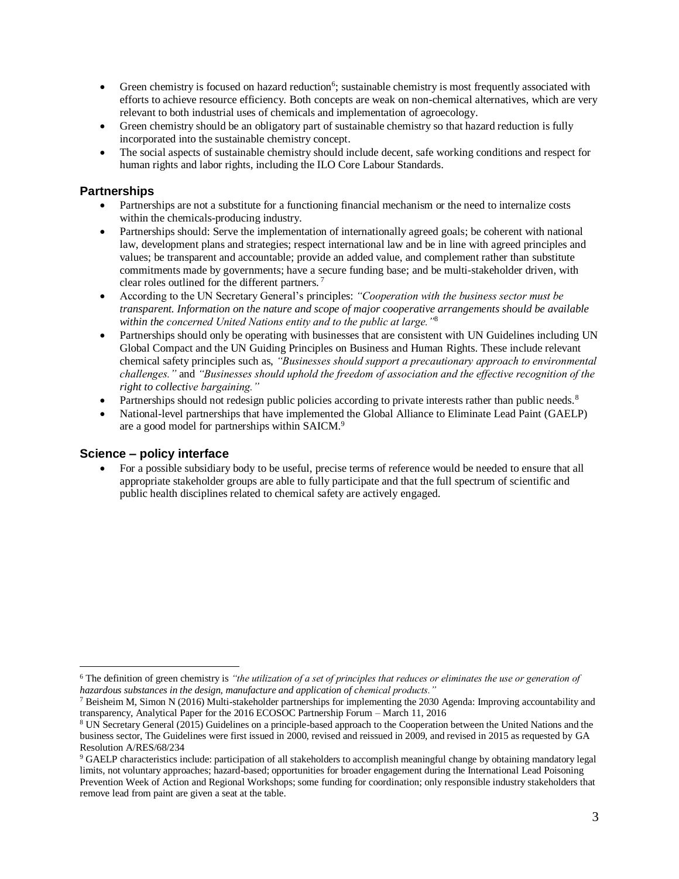- Green chemistry is focused on hazard reduction[6]; sustainable chemistry is most frequently associated with efforts to achieve resource efficiency. Both concepts are weak on non-chemical alternatives, which are very relevant to both industrial uses of chemicals and implementation of agroecology.
- Green chemistry should be an obligatory part of sustainable chemistry so that hazard reduction is fully incorporated into the sustainable chemistry concept.
- The social aspects of sustainable chemistry should include decent, safe working conditions and respect for human rights and labor rights, including the ILO Core Labour Standards.

### Partnerships

- Partnerships are not a substitute for a functioning financial mechanism or the need to internalize costs within the chemicals-producing industry.
- Partnerships should: Serve the implementation of internationally agreed goals; be coherent with national law, development plans and strategies; respect international law and be in line with agreed principles and values; be transparent and accountable; provide an added value, and complement rather than substitute commitments made by governments; have a secure funding base; and be multi-stakeholder driven, with clear roles outlined for the different partners.[7]
- According to the UN Secretary General's principles: *"Cooperation with the business sector must be transparent. Information on the nature and scope of major cooperative arrangements should be available within the concerned United Nations entity and to the public at large."*[8]
- Partnerships should only be operating with businesses that are consistent with UN Guidelines including UN Global Compact and the UN Guiding Principles on Business and Human Rights. These include relevant chemical safety principles such as, *"Businesses should support a precautionary approach to environmental challenges."* and *"Businesses should uphold the freedom of association and the effective recognition of the right to collective bargaining."*
- Partnerships should not redesign public policies according to private interests rather than public needs.[8]
- National-level partnerships that have implemented the Global Alliance to Eliminate Lead Paint (GAELP) are a good model for partnerships within SAICM.[9]

### Science – policy interface

- For a possible subsidiary body to be useful, precise terms of reference would be needed to ensure that all appropriate stakeholder groups are able to fully participate and that the full spectrum of scientific and public health disciplines related to chemical safety are actively engaged.

---

[6] The definition of green chemistry is *"the utilization of a set of principles that reduces or eliminates the use or generation of hazardous substances in the design, manufacture and application of chemical products."*

[7] Beisheim M, Simon N (2016) Multi-stakeholder partnerships for implementing the 2030 Agenda: Improving accountability and transparency, Analytical Paper for the 2016 ECOSOC Partnership Forum – March 11, 2016

[8] UN Secretary General (2015) Guidelines on a principle-based approach to the Cooperation between the United Nations and the business sector, The Guidelines were first issued in 2000, revised and reissued in 2009, and revised in 2015 as requested by GA Resolution A/RES/68/234

[9] GAELP characteristics include: participation of all stakeholders to accomplish meaningful change by obtaining mandatory legal limits, not voluntary approaches; hazard-based; opportunities for broader engagement during the International Lead Poisoning Prevention Week of Action and Regional Workshops; some funding for coordination; only responsible industry stakeholders that remove lead from paint are given a seat at the table.